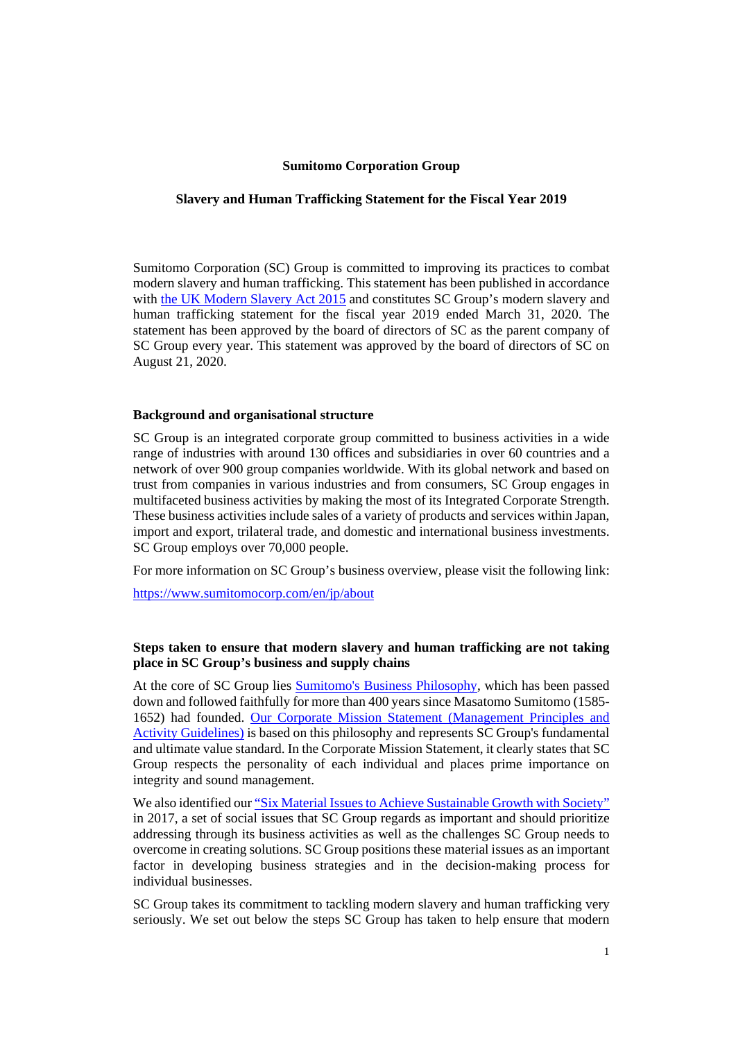# Sumitomo Corporation Group

## Slavery and Human Trafficking Statement for the Fiscal Year 2019

Sumitomo Corporation (SC) Group is committed to improving its practices to combat modern slavery and human trafficking. This statement has been published in accordance with the UK Modern Slavery Act 2015 and constitutes SC Group's modern slavery and human trafficking statement for the fiscal year 2019 ended March 31, 2020. The statement has been approved by the board of directors of SC as the parent company of SC Group every year. This statement was approved by the board of directors of SC on August 21, 2020.

### Background and organisational structure

SC Group is an integrated corporate group committed to business activities in a wide range of industries with around 130 offices and subsidiaries in over 60 countries and a network of over 900 group companies worldwide. With its global network and based on trust from companies in various industries and from consumers, SC Group engages in multifaceted business activities by making the most of its Integrated Corporate Strength. These business activities include sales of a variety of products and services within Japan, import and export, trilateral trade, and domestic and international business investments. SC Group employs over 70,000 people.

For more information on SC Group's business overview, please visit the following link:

https://www.sumitomocorp.com/en/jp/about

### Steps taken to ensure that modern slavery and human trafficking are not taking place in SC Group's business and supply chains

At the core of SC Group lies Sumitomo's Business Philosophy, which has been passed down and followed faithfully for more than 400 years since Masatomo Sumitomo (1585-1652) had founded. Our Corporate Mission Statement (Management Principles and Activity Guidelines) is based on this philosophy and represents SC Group's fundamental and ultimate value standard. In the Corporate Mission Statement, it clearly states that SC Group respects the personality of each individual and places prime importance on integrity and sound management.

We also identified our "Six Material Issues to Achieve Sustainable Growth with Society" in 2017, a set of social issues that SC Group regards as important and should prioritize addressing through its business activities as well as the challenges SC Group needs to overcome in creating solutions. SC Group positions these material issues as an important factor in developing business strategies and in the decision-making process for individual businesses.

SC Group takes its commitment to tackling modern slavery and human trafficking very seriously. We set out below the steps SC Group has taken to help ensure that modern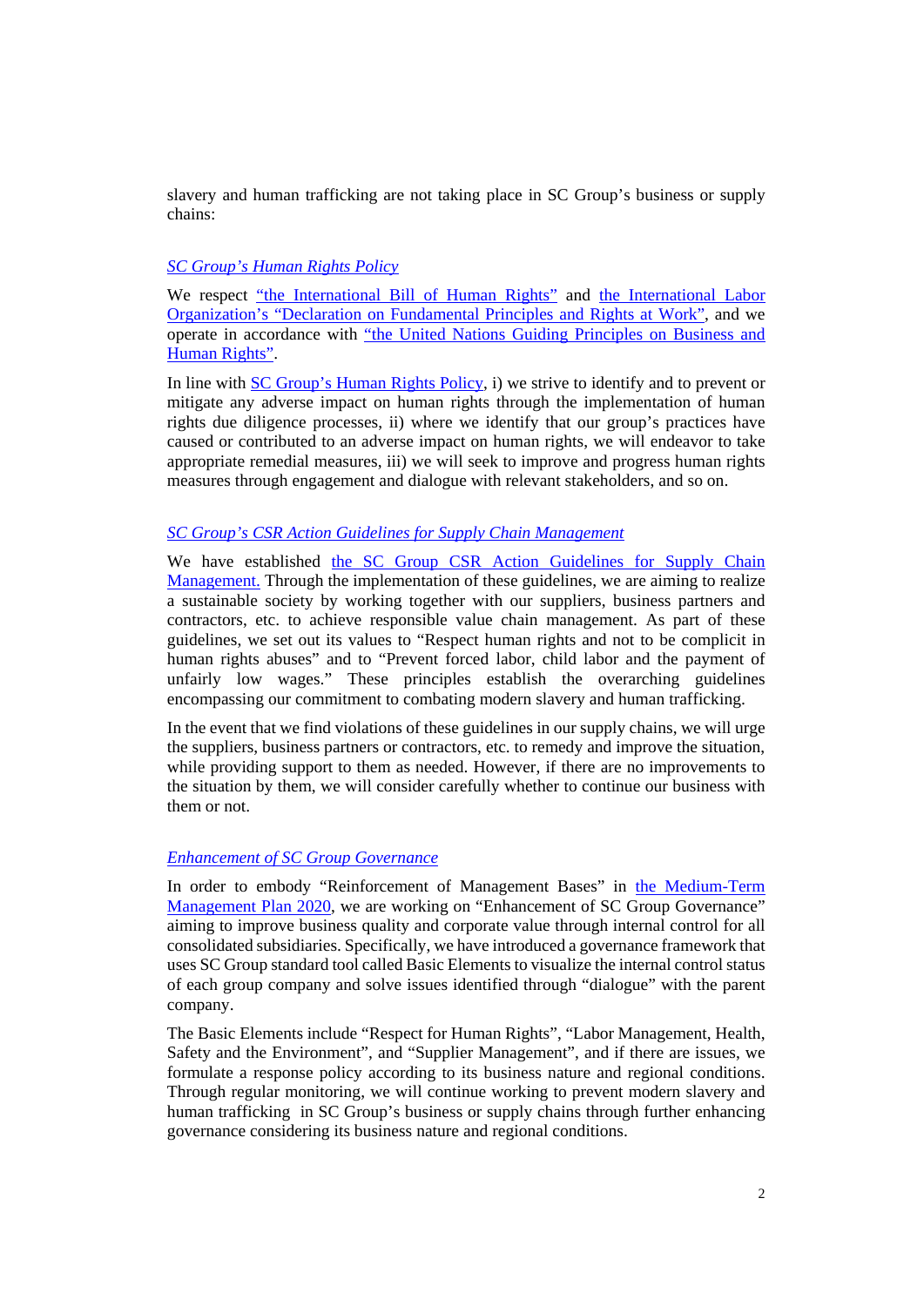slavery and human trafficking are not taking place in SC Group's business or supply chains:

### *SC Group's Human Rights Policy*

We respect "the International Bill of Human Rights" and the International Labor Organization's "Declaration on Fundamental Principles and Rights at Work", and we operate in accordance with "the United Nations Guiding Principles on Business and Human Rights".

In line with SC Group's Human Rights Policy, i) we strive to identify and to prevent or mitigate any adverse impact on human rights through the implementation of human rights due diligence processes, ii) where we identify that our group's practices have caused or contributed to an adverse impact on human rights, we will endeavor to take appropriate remedial measures, iii) we will seek to improve and progress human rights measures through engagement and dialogue with relevant stakeholders, and so on.

### *SC Group's CSR Action Guidelines for Supply Chain Management*

We have established the SC Group CSR Action Guidelines for Supply Chain Management. Through the implementation of these guidelines, we are aiming to realize a sustainable society by working together with our suppliers, business partners and contractors, etc. to achieve responsible value chain management. As part of these guidelines, we set out its values to "Respect human rights and not to be complicit in human rights abuses" and to "Prevent forced labor, child labor and the payment of unfairly low wages." These principles establish the overarching guidelines encompassing our commitment to combating modern slavery and human trafficking.

In the event that we find violations of these guidelines in our supply chains, we will urge the suppliers, business partners or contractors, etc. to remedy and improve the situation, while providing support to them as needed. However, if there are no improvements to the situation by them, we will consider carefully whether to continue our business with them or not.

### *Enhancement of SC Group Governance*

In order to embody "Reinforcement of Management Bases" in the Medium-Term Management Plan 2020, we are working on "Enhancement of SC Group Governance" aiming to improve business quality and corporate value through internal control for all consolidated subsidiaries. Specifically, we have introduced a governance framework that uses SC Group standard tool called Basic Elements to visualize the internal control status of each group company and solve issues identified through "dialogue" with the parent company.

The Basic Elements include "Respect for Human Rights", "Labor Management, Health, Safety and the Environment", and "Supplier Management", and if there are issues, we formulate a response policy according to its business nature and regional conditions. Through regular monitoring, we will continue working to prevent modern slavery and human trafficking in SC Group's business or supply chains through further enhancing governance considering its business nature and regional conditions.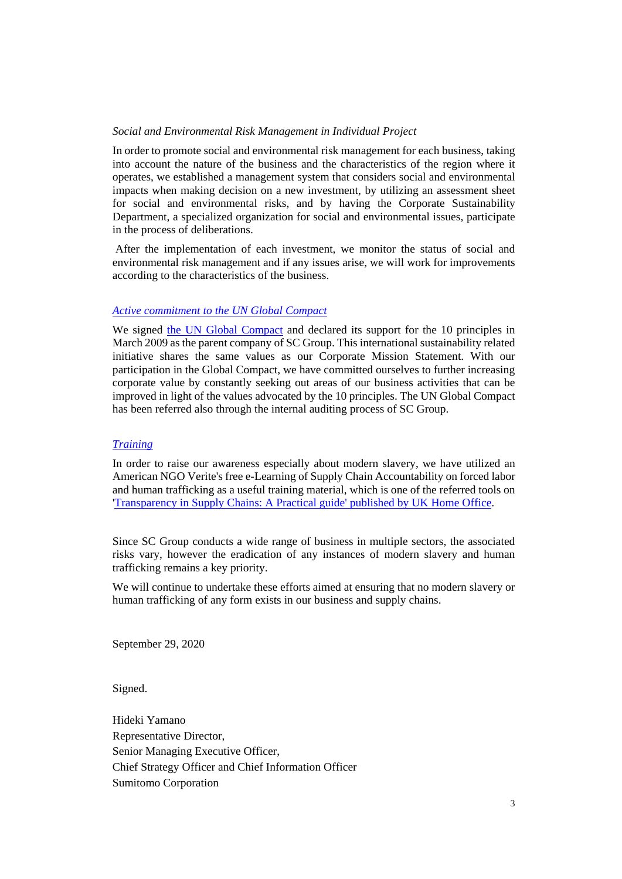*Social and Environmental Risk Management in Individual Project*

In order to promote social and environmental risk management for each business, taking into account the nature of the business and the characteristics of the region where it operates, we established a management system that considers social and environmental impacts when making decision on a new investment, by utilizing an assessment sheet for social and environmental risks, and by having the Corporate Sustainability Department, a specialized organization for social and environmental issues, participate in the process of deliberations.

After the implementation of each investment, we monitor the status of social and environmental risk management and if any issues arise, we will work for improvements according to the characteristics of the business.

*Active commitment to the UN Global Compact*

We signed the UN Global Compact and declared its support for the 10 principles in March 2009 as the parent company of SC Group. This international sustainability related initiative shares the same values as our Corporate Mission Statement. With our participation in the Global Compact, we have committed ourselves to further increasing corporate value by constantly seeking out areas of our business activities that can be improved in light of the values advocated by the 10 principles. The UN Global Compact has been referred also through the internal auditing process of SC Group.

*Training*

In order to raise our awareness especially about modern slavery, we have utilized an American NGO Verite's free e-Learning of Supply Chain Accountability on forced labor and human trafficking as a useful training material, which is one of the referred tools on 'Transparency in Supply Chains: A Practical guide' published by UK Home Office.

Since SC Group conducts a wide range of business in multiple sectors, the associated risks vary, however the eradication of any instances of modern slavery and human trafficking remains a key priority.

We will continue to undertake these efforts aimed at ensuring that no modern slavery or human trafficking of any form exists in our business and supply chains.

September 29, 2020

Signed.

Hideki Yamano
Representative Director,
Senior Managing Executive Officer,
Chief Strategy Officer and Chief Information Officer
Sumitomo Corporation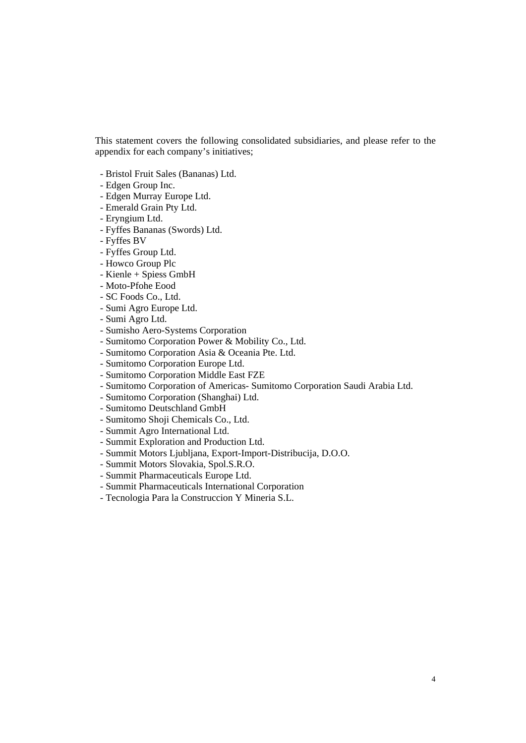This statement covers the following consolidated subsidiaries, and please refer to the appendix for each company's initiatives;

- Bristol Fruit Sales (Bananas) Ltd.
- Edgen Group Inc.
- Edgen Murray Europe Ltd.
- Emerald Grain Pty Ltd.
- Eryngium Ltd.
- Fyffes Bananas (Swords) Ltd.
- Fyffes BV
- Fyffes Group Ltd.
- Howco Group Plc
- Kienle + Spiess GmbH
- Moto-Pfohe Eood
- SC Foods Co., Ltd.
- Sumi Agro Europe Ltd.
- Sumi Agro Ltd.
- Sumisho Aero-Systems Corporation
- Sumitomo Corporation Power & Mobility Co., Ltd.
- Sumitomo Corporation Asia & Oceania Pte. Ltd.
- Sumitomo Corporation Europe Ltd.
- Sumitomo Corporation Middle East FZE
- Sumitomo Corporation of Americas- Sumitomo Corporation Saudi Arabia Ltd.
- Sumitomo Corporation (Shanghai) Ltd.
- Sumitomo Deutschland GmbH
- Sumitomo Shoji Chemicals Co., Ltd.
- Summit Agro International Ltd.
- Summit Exploration and Production Ltd.
- Summit Motors Ljubljana, Export-Import-Distribucija, D.O.O.
- Summit Motors Slovakia, Spol.S.R.O.
- Summit Pharmaceuticals Europe Ltd.
- Summit Pharmaceuticals International Corporation
- Tecnologia Para la Construccion Y Mineria S.L.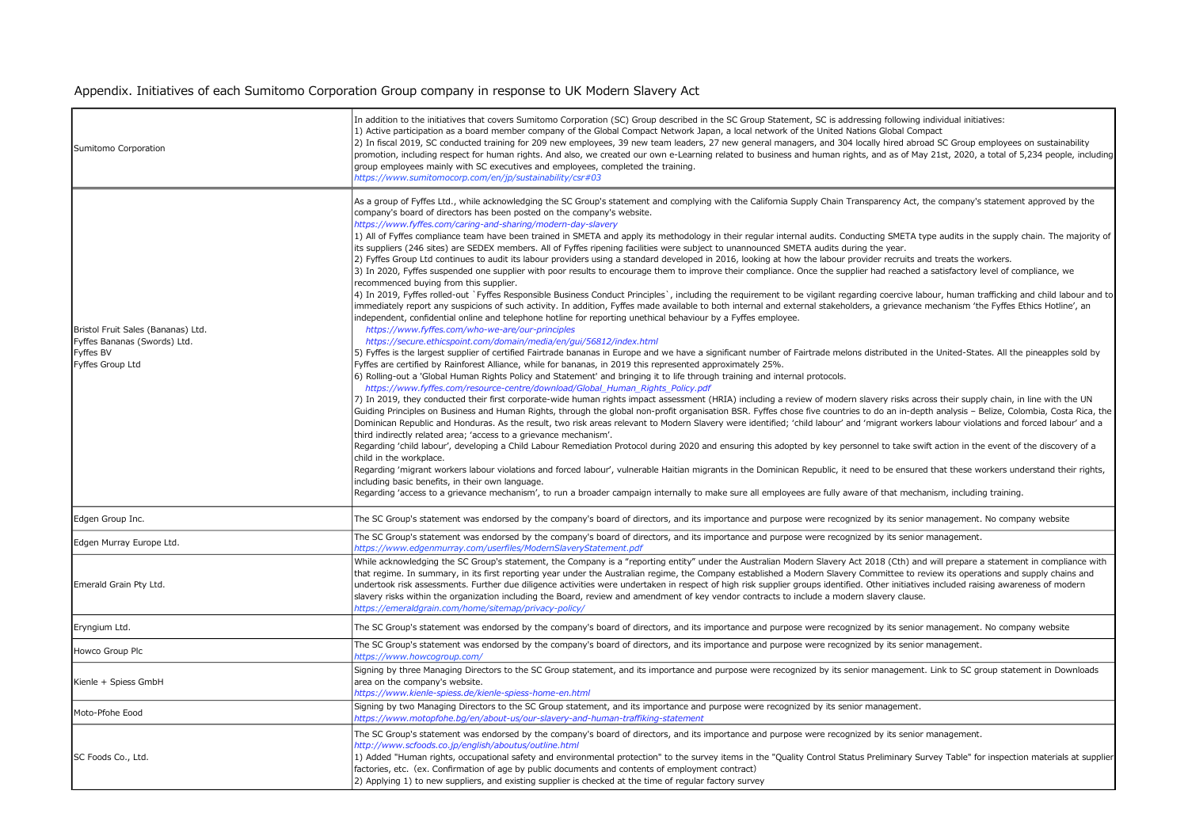## Appendix. Initiatives of each Sumitomo Corporation Group company in response to UK Modern Slavery Act

| Company | Initiatives |
|---|---|
| Sumitomo Corporation | In addition to the initiatives that covers Sumitomo Corporation (SC) Group described in the SC Group Statement, SC is addressing following individual initiatives:<br>1) Active participation as a board member company of the Global Compact Network Japan, a local network of the United Nations Global Compact<br>2) In fiscal 2019, SC conducted training for 209 new employees, 39 new team leaders, 27 new general managers, and 304 locally hired abroad SC Group employees on sustainability promotion, including respect for human rights. And also, we created our own e-Learning related to business and human rights, and as of May 21st, 2020, a total of 5,234 people, including group employees mainly with SC executives and employees, completed the training.<br>*https://www.sumitomocorp.com/en/jp/sustainability/csr#03* |
| Bristol Fruit Sales (Bananas) Ltd.<br>Fyffes Bananas (Swords) Ltd.<br>Fyffes BV<br>Fyffes Group Ltd | As a group of Fyffes Ltd., while acknowledging the SC Group's statement and complying with the California Supply Chain Transparency Act, the company's statement approved by the company's board of directors has been posted on the company's website.<br>*https://www.fyffes.com/caring-and-sharing/modern-day-slavery*<br>1) All of Fyffes compliance team have been trained in SMETA and apply its methodology in their regular internal audits. Conducting SMETA type audits in the supply chain. The majority of its suppliers (246 sites) are SEDEX members. All of Fyffes ripening facilities were subject to unannounced SMETA audits during the year.<br>2) Fyffes Group Ltd continues to audit its labour providers using a standard developed in 2016, looking at how the labour provider recruits and treats the workers.<br>3) In 2020, Fyffes suspended one supplier with poor results to encourage them to improve their compliance. Once the supplier had reached a satisfactory level of compliance, we recommenced buying from this supplier.<br>4) In 2019, Fyffes rolled-out `Fyffes Responsible Business Conduct Principles`, including the requirement to be vigilant regarding coercive labour, human trafficking and child labour and to immediately report any suspicions of such activity. In addition, Fyffes made available to both internal and external stakeholders, a grievance mechanism 'the Fyffes Ethics Hotline', an independent, confidential online and telephone hotline for reporting unethical behaviour by a Fyffes employee.<br>*https://www.fyffes.com/who-we-are/our-principles*<br>*https://secure.ethicspoint.com/domain/media/en/gui/56812/index.html*<br>5) Fyffes is the largest supplier of certified Fairtrade bananas in Europe and we have a significant number of Fairtrade melons distributed in the United-States. All the pineapples sold by Fyffes are certified by Rainforest Alliance, while for bananas, in 2019 this represented approximately 25%.<br>6) Rolling-out a 'Global Human Rights Policy and Statement' and bringing it to life through training and internal protocols.<br>*https://www.fyffes.com/resource-centre/download/Global_Human_Rights_Policy.pdf*<br>7) In 2019, they conducted their first corporate-wide human rights impact assessment (HRIA) including a review of modern slavery risks across their supply chain, in line with the UN Guiding Principles on Business and Human Rights, through the global non-profit organisation BSR. Fyffes chose five countries to do an in-depth analysis – Belize, Colombia, Costa Rica, the Dominican Republic and Honduras. As the result, two risk areas relevant to Modern Slavery were identified; 'child labour' and 'migrant workers labour violations and forced labour' and a third indirectly related area; 'access to a grievance mechanism'.<br>Regarding 'child labour', developing a Child Labour Remediation Protocol during 2020 and ensuring this adopted by key personnel to take swift action in the event of the discovery of a child in the workplace.<br>Regarding 'migrant workers labour violations and forced labour', vulnerable Haitian migrants in the Dominican Republic, it need to be ensured that these workers understand their rights, including basic benefits, in their own language.<br>Regarding 'access to a grievance mechanism', to run a broader campaign internally to make sure all employees are fully aware of that mechanism, including training. |
| Edgen Group Inc. | The SC Group's statement was endorsed by the company's board of directors, and its importance and purpose were recognized by its senior management. No company website |
| Edgen Murray Europe Ltd. | The SC Group's statement was endorsed by the company's board of directors, and its importance and purpose were recognized by its senior management.<br>*https://www.edgenmurray.com/userfiles/ModernSlaveryStatement.pdf* |
| Emerald Grain Pty Ltd. | While acknowledging the SC Group's statement, the Company is a "reporting entity" under the Australian Modern Slavery Act 2018 (Cth) and will prepare a statement in compliance with that regime. In summary, in its first reporting year under the Australian regime, the Company established a Modern Slavery Committee to review its operations and supply chains and undertook risk assessments. Further due diligence activities were undertaken in respect of high risk supplier groups identified. Other initiatives included raising awareness of modern slavery risks within the organization including the Board, review and amendment of key vendor contracts to include a modern slavery clause.<br>*https://emeraldgrain.com/home/sitemap/privacy-policy/* |
| Eryngium Ltd. | The SC Group's statement was endorsed by the company's board of directors, and its importance and purpose were recognized by its senior management. No company website |
| Howco Group Plc | The SC Group's statement was endorsed by the company's board of directors, and its importance and purpose were recognized by its senior management.<br>*https://www.howcogroup.com/* |
| Kienle + Spiess GmbH | Signing by three Managing Directors to the SC Group statement, and its importance and purpose were recognized by its senior management. Link to SC group statement in Downloads area on the company's website.<br>*https://www.kienle-spiess.de/kienle-spiess-home-en.html* |
| Moto-Pfohe Eood | Signing by two Managing Directors to the SC Group statement, and its importance and purpose were recognized by its senior management.<br>*https://www.motopfohe.bg/en/about-us/our-slavery-and-human-traffiking-statement* |
| SC Foods Co., Ltd. | The SC Group's statement was endorsed by the company's board of directors, and its importance and purpose were recognized by its senior management.<br>*http://www.scfoods.co.jp/english/aboutus/outline.html*<br>1) Added "Human rights, occupational safety and environmental protection" to the survey items in the "Quality Control Status Preliminary Survey Table" for inspection materials at supplier factories, etc.（ex. Confirmation of age by public documents and contents of employment contract）<br>2) Applying 1) to new suppliers, and existing supplier is checked at the time of regular factory survey |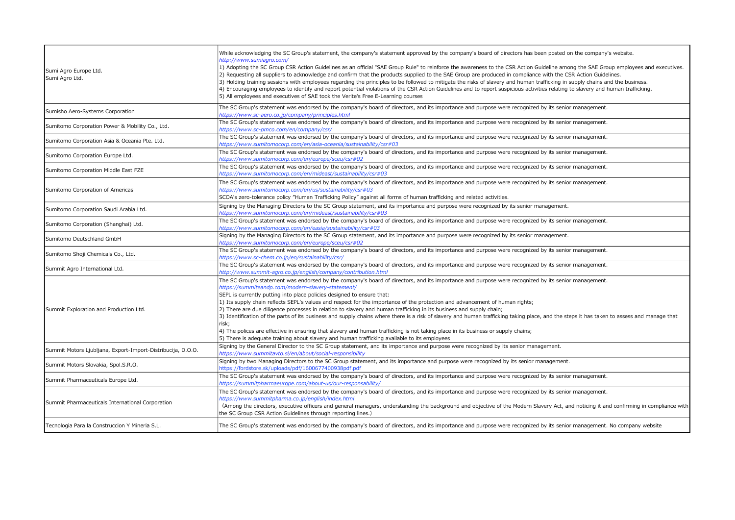| | |
|---|---|
| Sumi Agro Europe Ltd.<br>Sumi Agro Ltd. | While acknowledging the SC Group's statement, the company's statement approved by the company's board of directors has been posted on the company's website.<br>*http://www.sumiagro.com/*<br>1) Adopting the SC Group CSR Action Guidelines as an official "SAE Group Rule" to reinforce the awareness to the CSR Action Guideline among the SAE Group employees and executives.<br>2) Requesting all suppliers to acknowledge and confirm that the products supplied to the SAE Group are produced in compliance with the CSR Action Guidelines.<br>3) Holding training sessions with employees regarding the principles to be followed to mitigate the risks of slavery and human trafficking in supply chains and the business.<br>4) Encouraging employees to identify and report potential violations of the CSR Action Guidelines and to report suspicious activities relating to slavery and human trafficking.<br>5) All employees and executives of SAE took the Verite's Free E-Learning courses |
| Sumisho Aero-Systems Corporation | The SC Group's statement was endorsed by the company's board of directors, and its importance and purpose were recognized by its senior management.<br>*https://www.sc-aero.co.jp/company/principles.html* |
| Sumitomo Corporation Power & Mobility Co., Ltd. | The SC Group's statement was endorsed by the company's board of directors, and its importance and purpose were recognized by its senior management.<br>*https://www.sc-pmco.com/en/company/csr/* |
| Sumitomo Corporation Asia & Oceania Pte. Ltd. | The SC Group's statement was endorsed by the company's board of directors, and its importance and purpose were recognized by its senior management.<br>*https://www.sumitomocorp.com/en/asia-oceania/sustainability/csr#03* |
| Sumitomo Corporation Europe Ltd. | The SC Group's statement was endorsed by the company's board of directors, and its importance and purpose were recognized by its senior management.<br>*https://www.sumitomocorp.com/en/europe/sceu/csr#02* |
| Sumitomo Corporation Middle East FZE | The SC Group's statement was endorsed by the company's board of directors, and its importance and purpose were recognized by its senior management.<br>*https://www.sumitomocorp.com/en/mideast/sustainability/csr#03* |
| Sumitomo Corporation of Americas | The SC Group's statement was endorsed by the company's board of directors, and its importance and purpose were recognized by its senior management.<br>*https://www.sumitomocorp.com/en/us/sustainability/csr#03*<br>SCOA's zero-tolerance policy "Human Trafficking Policy" against all forms of human trafficking and related activities. |
| Sumitomo Corporation Saudi Arabia Ltd. | Signing by the Managing Directors to the SC Group statement, and its importance and purpose were recognized by its senior management.<br>*https://www.sumitomocorp.com/en/mideast/sustainability/csr#03* |
| Sumitomo Corporation (Shanghai) Ltd. | The SC Group's statement was endorsed by the company's board of directors, and its importance and purpose were recognized by its senior management.<br>*https://www.sumitomocorp.com/en/easia/sustainability/csr#03* |
| Sumitomo Deutschland GmbH | Signing by the Managing Directors to the SC Group statement, and its importance and purpose were recognized by its senior management.<br>*https://www.sumitomocorp.com/en/europe/sceu/csr#02* |
| Sumitomo Shoji Chemicals Co., Ltd. | The SC Group's statement was endorsed by the company's board of directors, and its importance and purpose were recognized by its senior management.<br>*https://www.sc-chem.co.jp/en/sustainability/csr/* |
| Summit Agro International Ltd. | The SC Group's statement was endorsed by the company's board of directors, and its importance and purpose were recognized by its senior management.<br>*http://www.summit-agro.co.jp/english/company/contribution.html* |
| Summit Exploration and Production Ltd. | The SC Group's statement was endorsed by the company's board of directors, and its importance and purpose were recognized by its senior management.<br>*https://summiteandp.com/modern-slavery-statement/*<br>SEPL is currently putting into place policies designed to ensure that:<br>1) Its supply chain reflects SEPL's values and respect for the importance of the protection and advancement of human rights;<br>2) There are due diligence processes in relation to slavery and human trafficking in its business and supply chain;<br>3) Identification of the parts of its business and supply chains where there is a risk of slavery and human trafficking taking place, and the steps it has taken to assess and manage that risk;<br>4) The polices are effective in ensuring that slavery and human trafficking is not taking place in its business or supply chains;<br>5) There is adequate training about slavery and human trafficking available to its employees |
| Summit Motors Ljubljana, Export-Import-Distribucija, D.O.O. | Signing by the General Director to the SC Group statement, and its importance and purpose were recognized by its senior management.<br>*https://www.summitavto.si/en/about/social-responsibility* |
| Summit Motors Slovakia, Spol.S.R.O. | Signing by two Managing Directors to the SC Group statement, and its importance and purpose were recognized by its senior management.<br>https://fordstore.sk/uploads/pdf/1600677400938pdf.pdf |
| Summit Pharmaceuticals Europe Ltd. | The SC Group's statement was endorsed by the company's board of directors, and its importance and purpose were recognized by its senior management.<br>*https://summitpharmaeurope.com/about-us/our-responsability/* |
| Summit Pharmaceuticals International Corporation | The SC Group's statement was endorsed by the company's board of directors, and its importance and purpose were recognized by its senior management.<br>*https://www.summitpharma.co.jp/english/index.html*<br>(Among the directors, executive officers and general managers, understanding the background and objective of the Modern Slavery Act, and noticing it and confirming in compliance with the SC Group CSR Action Guidelines through reporting lines.) |
| Tecnologia Para la Construccion Y Mineria S.L. | The SC Group's statement was endorsed by the company's board of directors, and its importance and purpose were recognized by its senior management. No company website |